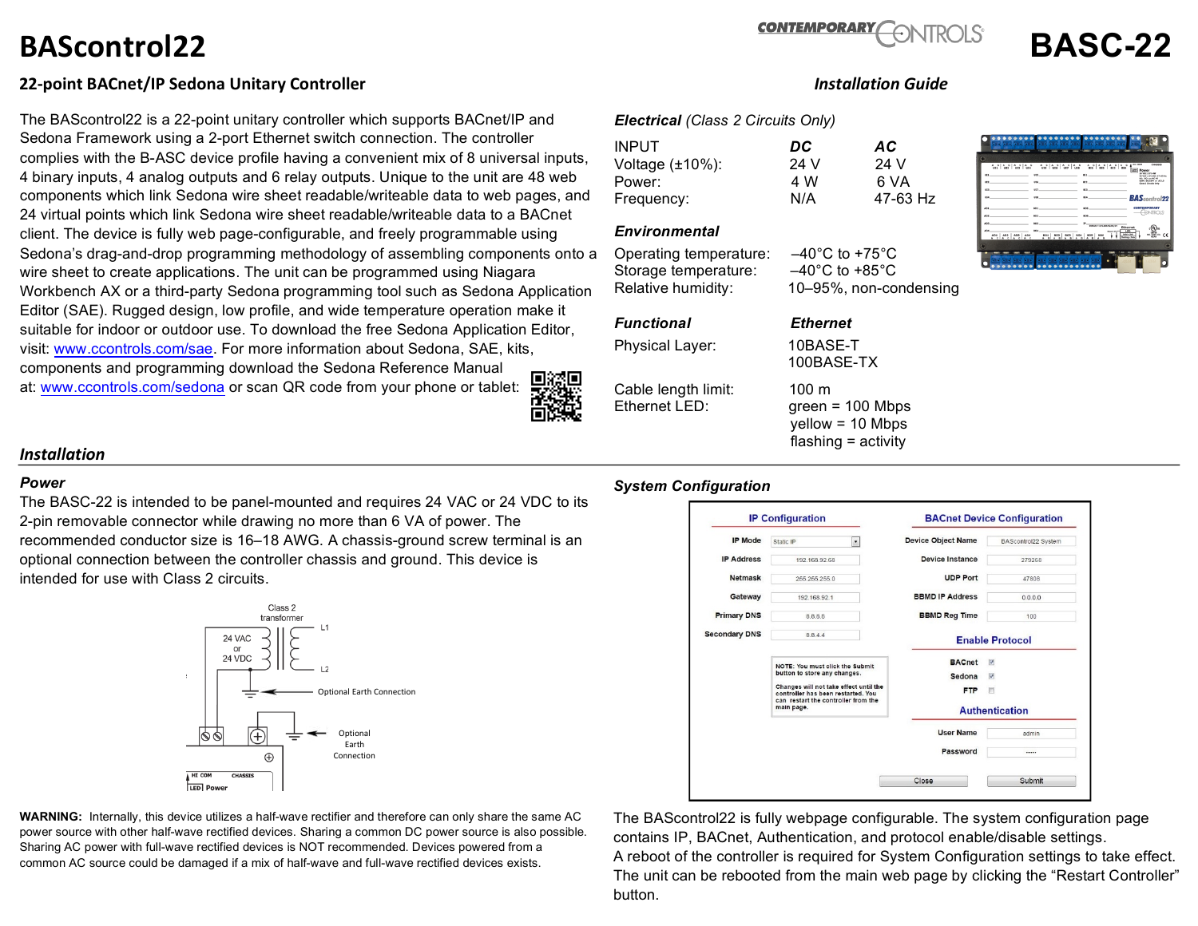# BAScontrol22

**BASC-22**

## 22-point BACnet/IP Sedona Unitary Controller

***Installation Guide***

The BAScontrol22 is a 22-point unitary controller which supports BACnet/IP and Sedona Framework using a 2-port Ethernet switch connection. The controller complies with the B-ASC device profile having a convenient mix of 8 universal inputs, 4 binary inputs, 4 analog outputs and 6 relay outputs. Unique to the unit are 48 web components which link Sedona wire sheet readable/writeable data to web pages, and 24 virtual points which link Sedona wire sheet readable/writeable data to a BACnet client. The device is fully web page-configurable, and freely programmable using Sedona's drag-and-drop programming methodology of assembling components onto a wire sheet to create applications. The unit can be programmed using Niagara Workbench AX or a third-party Sedona programming tool such as Sedona Application Editor (SAE). Rugged design, low profile, and wide temperature operation make it suitable for indoor or outdoor use. To download the free Sedona Application Editor, visit: www.ccontrols.com/sae. For more information about Sedona, SAE, kits, components and programming download the Sedona Reference Manual at: www.ccontrols.com/sedona or scan QR code from your phone or tablet:

### *Electrical* (Class 2 Circuits Only)

| INPUT | DC | AC |
|---|---|---|
| Voltage (±10%): | 24 V | 24 V |
| Power: | 4 W | 6 VA |
| Frequency: | N/A | 47-63 Hz |

### *Environmental*

| | |
|---|---|
| Operating temperature: | –40°C to +75°C |
| Storage temperature: | –40°C to +85°C |
| Relative humidity: | 10–95%, non-condensing |

### *Functional*

| | *Ethernet* |
|---|---|
| Physical Layer: | 10BASE-T<br>100BASE-TX |
| Cable length limit: | 100 m |
| Ethernet LED: | green = 100 Mbps<br>yellow = 10 Mbps<br>flashing = activity |

## *Installation*

### *Power*

The BASC-22 is intended to be panel-mounted and requires 24 VAC or 24 VDC to its 2-pin removable connector while drawing no more than 6 VA of power. The recommended conductor size is 16–18 AWG. A chassis-ground screw terminal is an optional connection between the controller chassis and ground. This device is intended for use with Class 2 circuits.

Class 2 transformer
24 VAC or 24 VDC
L1
L2
Optional Earth Connection
Optional Earth Connection
HI COM CHASSIS
LED Power

**WARNING:** Internally, this device utilizes a half-wave rectifier and therefore can only share the same AC power source with other half-wave rectified devices. Sharing a common DC power source is also possible. Sharing AC power with full-wave rectified devices is NOT recommended. Devices powered from a common AC source could be damaged if a mix of half-wave and full-wave rectified devices exists.

### *System Configuration*

**IP Configuration**

| | |
|---|---|
| IP Mode | Static IP |
| IP Address | 192.168.92.68 |
| Netmask | 255.255.255.0 |
| Gateway | 192.168.92.1 |
| Primary DNS | 8.8.8.8 |
| Secondary DNS | 8.8.4.4 |

NOTE: You must click the Submit button to store any changes.

Changes will not take effect until the controller has been restarted. You can restart the controller from the main page.

**BACnet Device Configuration**

| | |
|---|---|
| Device Object Name | BAScontrol22 System |
| Device Instance | 279268 |
| UDP Port | 47808 |
| BBMD IP Address | 0.0.0.0 |
| BBMD Reg Time | 100 |

**Enable Protocol**

| | |
|---|---|
| BACnet | ☑ |
| Sedona | ☑ |
| FTP | ☐ |

**Authentication**

| | |
|---|---|
| User Name | admin |
| Password | ····· |

Close | Submit

The BAScontrol22 is fully webpage configurable. The system configuration page contains IP, BACnet, Authentication, and protocol enable/disable settings.
A reboot of the controller is required for System Configuration settings to take effect. The unit can be rebooted from the main web page by clicking the "Restart Controller" button.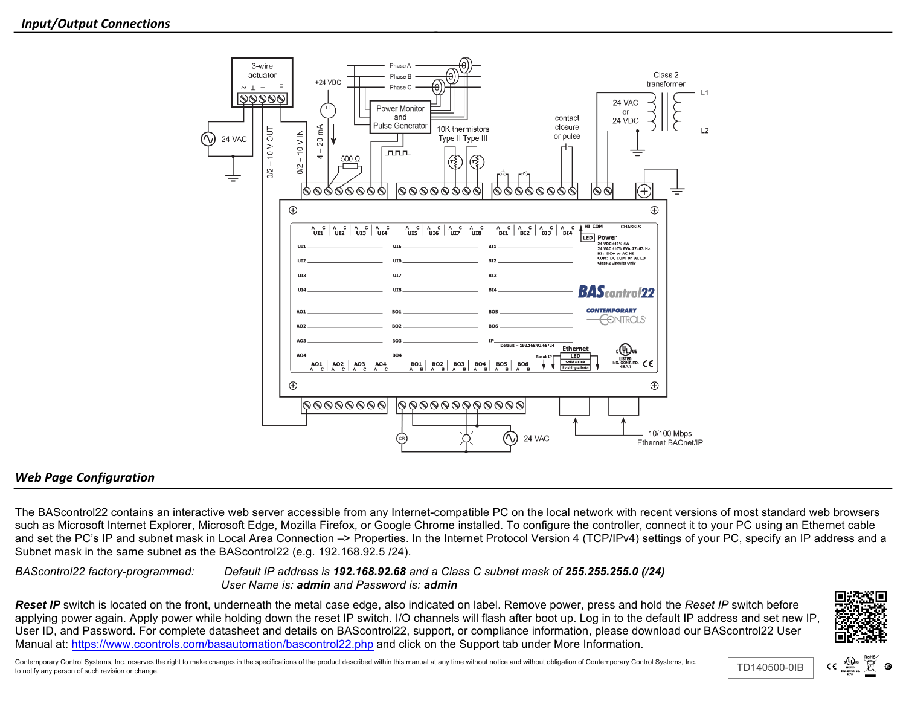## Input/Output Connections

3-wire actuator
~ ⊥ + F
24 VAC
0/2 – 10 V OUT
0/2 – 10 V IN
+24 VDC
4 – 20 mA
500 Ω
Phase A
Phase B
Phase C
Power Monitor and Pulse Generator
10K thermistors Type II Type III
contact closure or pulse
Class 2 transformer
24 VAC or 24 VDC
L1
L2

UI1 UI2 UI3 UI4 UI5 UI6 UI7 UI8 BI1 BI2 BI3 BI4
HI COM CHASSIS
LED Power
24 VDC ±10% 4W
24 VAC ±10% 6VA 47–63 Hz
HI: DC+ or AC HI
COM: DC COM or AC LO
Class 2 Circuits Only

BAScontrol22
CONTEMPORARY CONTROLS

AO1 AO2 AO3 AO4 BO1 BO2 BO3 BO4 BO5 BO6
IP
Default = 192.168.92.68/24
Ethernet
Reset IP
LED
Solid = Link
Flashing = Data
LISTED IND. CONT. EQ. 4EA4

CR
24 VAC
10/100 Mbps Ethernet BACnet/IP

## Web Page Configuration

The BAScontrol22 contains an interactive web server accessible from any Internet-compatible PC on the local network with recent versions of most standard web browsers such as Microsoft Internet Explorer, Microsoft Edge, Mozilla Firefox, or Google Chrome installed. To configure the controller, connect it to your PC using an Ethernet cable and set the PC's IP address and subnet mask in Local Area Connection –> Properties. In the Internet Protocol Version 4 (TCP/IPv4) settings of your PC, specify an IP address and a Subnet mask in the same subnet as the BAScontrol22 (e.g. 192.168.92.5 /24).

*BAScontrol22 factory-programmed:* *Default IP address is **192.168.92.68** and a Class C subnet mask of **255.255.255.0 (/24)***
*User Name is: **admin** and Password is: **admin***

***Reset IP*** switch is located on the front, underneath the metal case edge, also indicated on label. Remove power, press and hold the *Reset IP* switch before applying power again. Apply power while holding down the reset IP switch. I/O channels will flash after boot up. Log in to the default IP address and set new IP, User ID, and Password. For complete datasheet and details on BAScontrol22, support, or compliance information, please download our BAScontrol22 User Manual at: [https://www.ccontrols.com/basautomation/bascontrol22.php](https://www.ccontrols.com/basautomation/bascontrol22.php) and click on the Support tab under More Information.

Contemporary Control Systems, Inc. reserves the right to make changes in the specifications of the product described within this manual at any time without notice and without obligation of Contemporary Control Systems, Inc. to notify any person of such revision or change.

TD140500-0IB